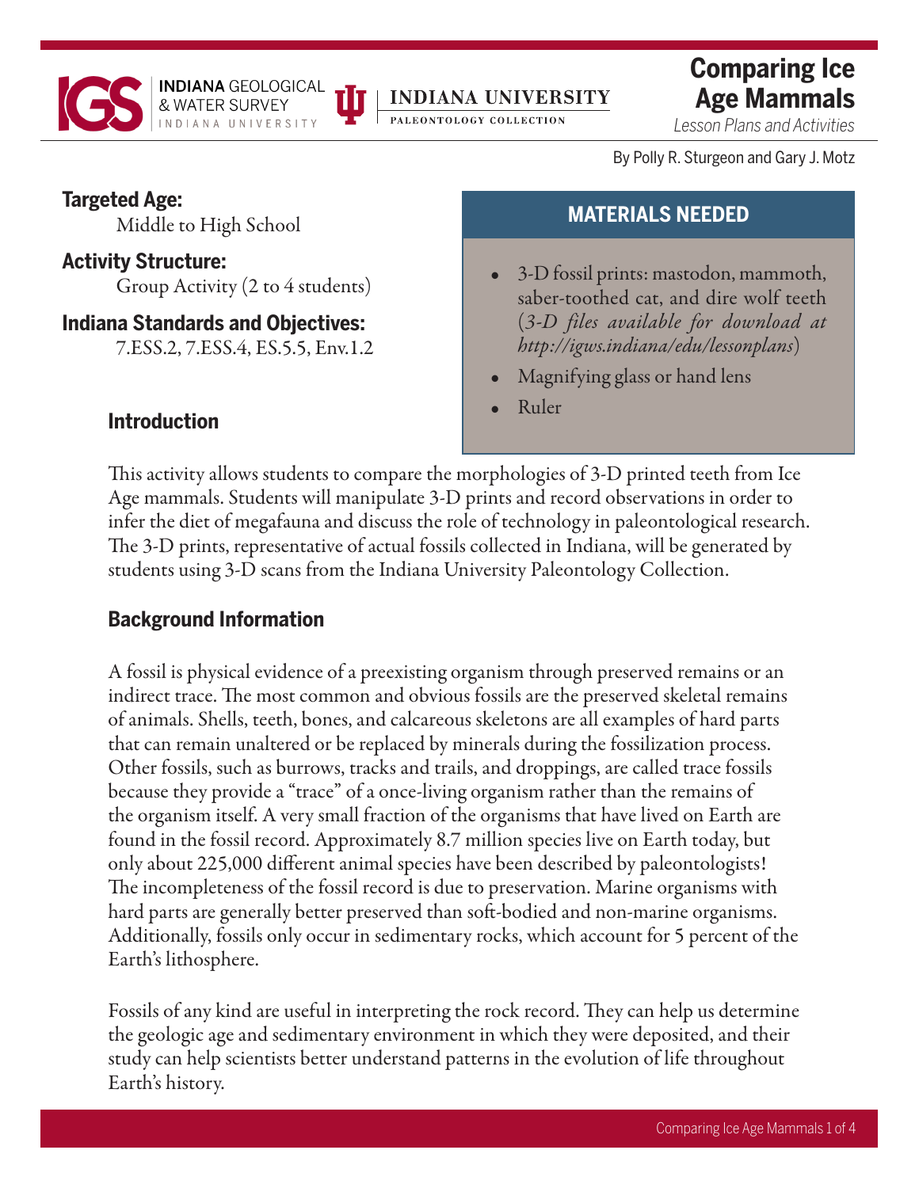INDIANA GEOLOGICAL & WATER SURVEY
INDIANA UNIVERSITY

INDIANA UNIVERSITY
PALEONTOLOGY COLLECTION

# Comparing Ice Age Mammals

*Lesson Plans and Activities*

By Polly R. Sturgeon and Gary J. Motz

**Targeted Age:**
Middle to High School

**Activity Structure:**
Group Activity (2 to 4 students)

**Indiana Standards and Objectives:**
7.ESS.2, 7.ESS.4, ES.5.5, Env.1.2

## MATERIALS NEEDED

- 3-D fossil prints: mastodon, mammoth, saber-toothed cat, and dire wolf teeth (*3-D files available for download at http://igws.indiana/edu/lessonplans*)
- Magnifying glass or hand lens
- Ruler

## Introduction

This activity allows students to compare the morphologies of 3-D printed teeth from Ice Age mammals. Students will manipulate 3-D prints and record observations in order to infer the diet of megafauna and discuss the role of technology in paleontological research. The 3-D prints, representative of actual fossils collected in Indiana, will be generated by students using 3-D scans from the Indiana University Paleontology Collection.

## Background Information

A fossil is physical evidence of a preexisting organism through preserved remains or an indirect trace. The most common and obvious fossils are the preserved skeletal remains of animals. Shells, teeth, bones, and calcareous skeletons are all examples of hard parts that can remain unaltered or be replaced by minerals during the fossilization process. Other fossils, such as burrows, tracks and trails, and droppings, are called trace fossils because they provide a "trace" of a once-living organism rather than the remains of the organism itself. A very small fraction of the organisms that have lived on Earth are found in the fossil record. Approximately 8.7 million species live on Earth today, but only about 225,000 different animal species have been described by paleontologists! The incompleteness of the fossil record is due to preservation. Marine organisms with hard parts are generally better preserved than soft-bodied and non-marine organisms. Additionally, fossils only occur in sedimentary rocks, which account for 5 percent of the Earth's lithosphere.

Fossils of any kind are useful in interpreting the rock record. They can help us determine the geologic age and sedimentary environment in which they were deposited, and their study can help scientists better understand patterns in the evolution of life throughout Earth's history.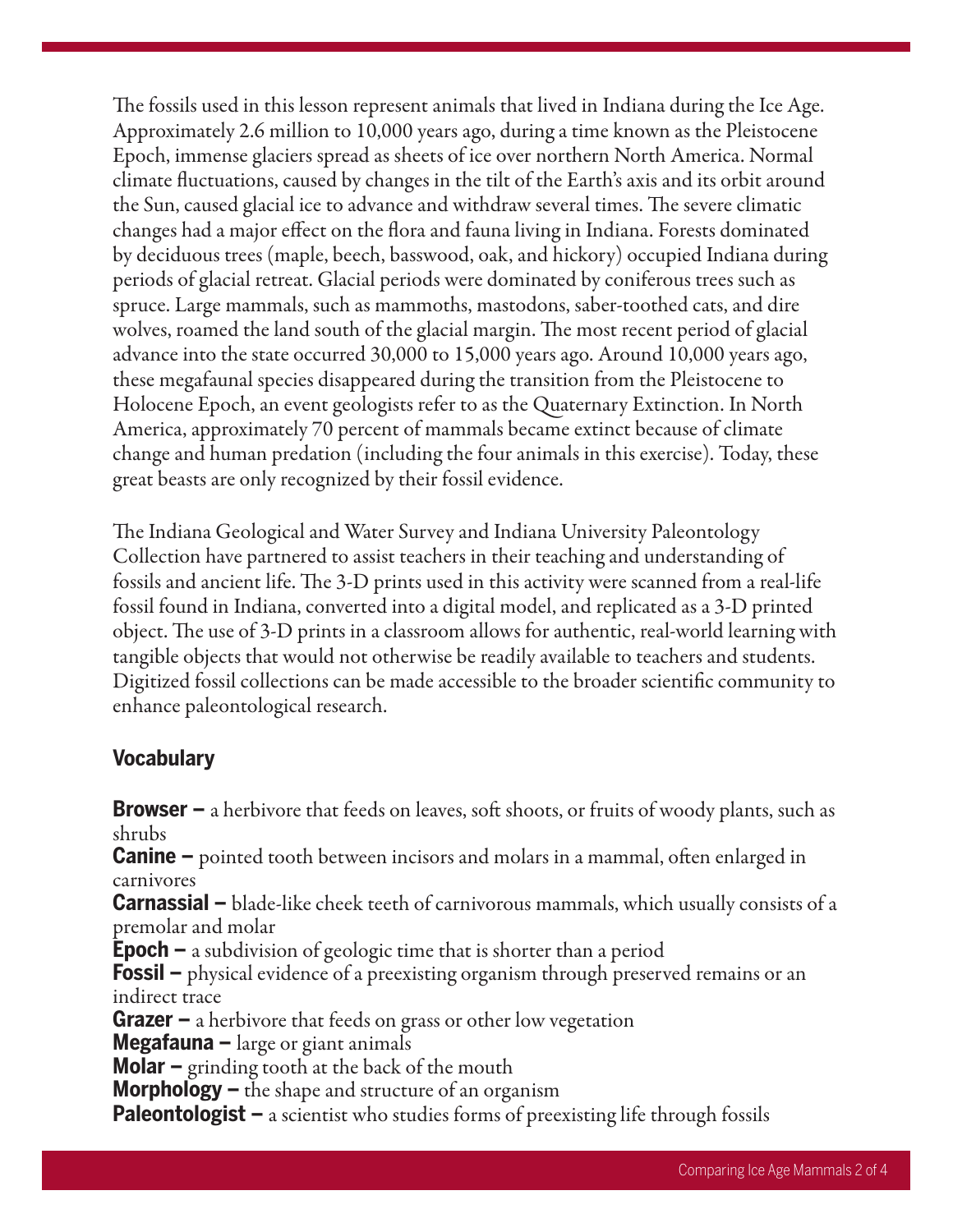The fossils used in this lesson represent animals that lived in Indiana during the Ice Age. Approximately 2.6 million to 10,000 years ago, during a time known as the Pleistocene Epoch, immense glaciers spread as sheets of ice over northern North America. Normal climate fluctuations, caused by changes in the tilt of the Earth's axis and its orbit around the Sun, caused glacial ice to advance and withdraw several times. The severe climatic changes had a major effect on the flora and fauna living in Indiana. Forests dominated by deciduous trees (maple, beech, basswood, oak, and hickory) occupied Indiana during periods of glacial retreat. Glacial periods were dominated by coniferous trees such as spruce. Large mammals, such as mammoths, mastodons, saber-toothed cats, and dire wolves, roamed the land south of the glacial margin. The most recent period of glacial advance into the state occurred 30,000 to 15,000 years ago. Around 10,000 years ago, these megafaunal species disappeared during the transition from the Pleistocene to Holocene Epoch, an event geologists refer to as the Quaternary Extinction. In North America, approximately 70 percent of mammals became extinct because of climate change and human predation (including the four animals in this exercise). Today, these great beasts are only recognized by their fossil evidence.

The Indiana Geological and Water Survey and Indiana University Paleontology Collection have partnered to assist teachers in their teaching and understanding of fossils and ancient life. The 3-D prints used in this activity were scanned from a real-life fossil found in Indiana, converted into a digital model, and replicated as a 3-D printed object. The use of 3-D prints in a classroom allows for authentic, real-world learning with tangible objects that would not otherwise be readily available to teachers and students. Digitized fossil collections can be made accessible to the broader scientific community to enhance paleontological research.

## Vocabulary

**Browser –** a herbivore that feeds on leaves, soft shoots, or fruits of woody plants, such as shrubs
**Canine –** pointed tooth between incisors and molars in a mammal, often enlarged in carnivores
**Carnassial –** blade-like cheek teeth of carnivorous mammals, which usually consists of a premolar and molar
**Epoch –** a subdivision of geologic time that is shorter than a period
**Fossil –** physical evidence of a preexisting organism through preserved remains or an indirect trace
**Grazer –** a herbivore that feeds on grass or other low vegetation
**Megafauna –** large or giant animals
**Molar –** grinding tooth at the back of the mouth
**Morphology –** the shape and structure of an organism
**Paleontologist –** a scientist who studies forms of preexisting life through fossils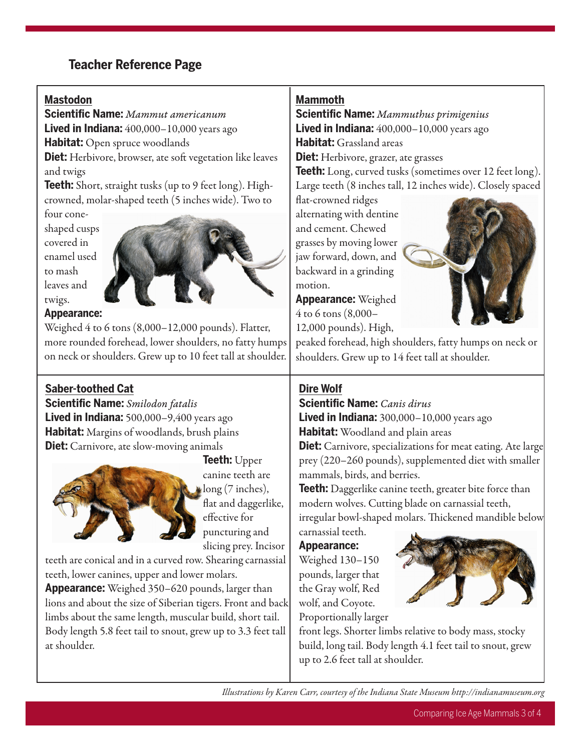## Teacher Reference Page

### Mastodon

**Scientific Name:** *Mammut americanum*
**Lived in Indiana:** 400,000–10,000 years ago
**Habitat:** Open spruce woodlands
**Diet:** Herbivore, browser, ate soft vegetation like leaves and twigs
**Teeth:** Short, straight tusks (up to 9 feet long). High-crowned, molar-shaped teeth (5 inches wide). Two to four cone-shaped cusps covered in enamel used to mash leaves and twigs.
**Appearance:** Weighed 4 to 6 tons (8,000–12,000 pounds). Flatter, more rounded forehead, lower shoulders, no fatty humps on neck or shoulders. Grew up to 10 feet tall at shoulder.

### Mammoth

**Scientific Name:** *Mammuthus primigenius*
**Lived in Indiana:** 400,000–10,000 years ago
**Habitat:** Grassland areas
**Diet:** Herbivore, grazer, ate grasses
**Teeth:** Long, curved tusks (sometimes over 12 feet long). Large teeth (8 inches tall, 12 inches wide). Closely spaced flat-crowned ridges alternating with dentine and cement. Chewed grasses by moving lower jaw forward, down, and backward in a grinding motion.
**Appearance:** Weighed 4 to 6 tons (8,000–12,000 pounds). High, peaked forehead, high shoulders, fatty humps on neck or shoulders. Grew up to 14 feet tall at shoulder.

### Saber-toothed Cat

**Scientific Name:** *Smilodon fatalis*
**Lived in Indiana:** 500,000–9,400 years ago
**Habitat:** Margins of woodlands, brush plains
**Diet:** Carnivore, ate slow-moving animals
**Teeth:** Upper canine teeth are long (7 inches), flat and daggerlike, effective for puncturing and slicing prey. Incisor teeth are conical and in a curved row. Shearing carnassial teeth, lower canines, upper and lower molars.
**Appearance:** Weighed 350–620 pounds, larger than lions and about the size of Siberian tigers. Front and back limbs about the same length, muscular build, short tail. Body length 5.8 feet tail to snout, grew up to 3.3 feet tall at shoulder.

### Dire Wolf

**Scientific Name:** *Canis dirus*
**Lived in Indiana:** 300,000–10,000 years ago
**Habitat:** Woodland and plain areas
**Diet:** Carnivore, specializations for meat eating. Ate large prey (220–260 pounds), supplemented diet with smaller mammals, birds, and berries.
**Teeth:** Daggerlike canine teeth, greater bite force than modern wolves. Cutting blade on carnassial teeth, irregular bowl-shaped molars. Thickened mandible below carnassial teeth.
**Appearance:** Weighed 130–150 pounds, larger that the Gray wolf, Red wolf, and Coyote. Proportionally larger front legs. Shorter limbs relative to body mass, stocky build, long tail. Body length 4.1 feet tail to snout, grew up to 2.6 feet tall at shoulder.

*Illustrations by Karen Carr, courtesy of the Indiana State Museum http://indianamuseum.org*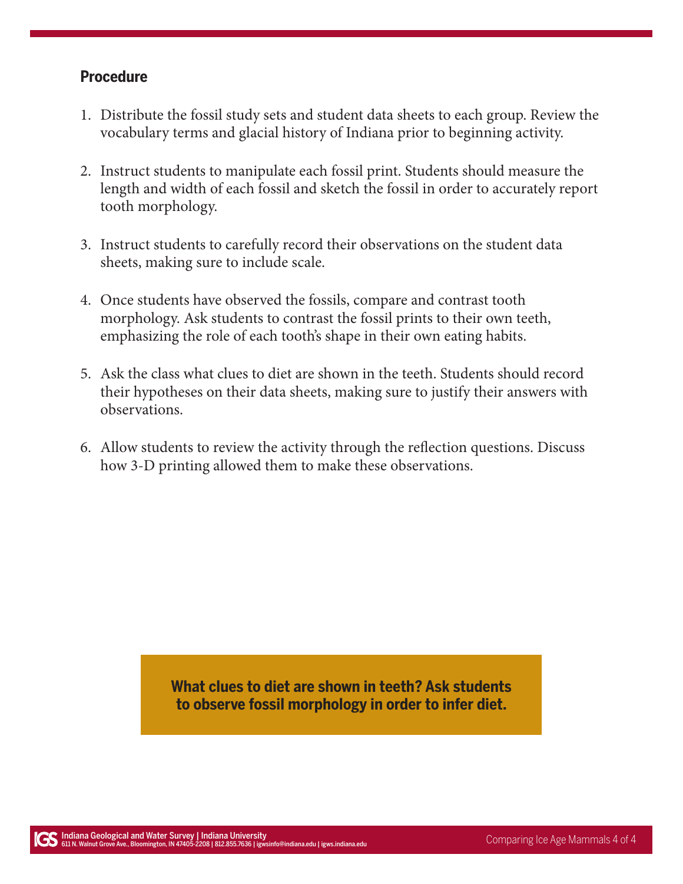## Procedure

1. Distribute the fossil study sets and student data sheets to each group. Review the vocabulary terms and glacial history of Indiana prior to beginning activity.

2. Instruct students to manipulate each fossil print. Students should measure the length and width of each fossil and sketch the fossil in order to accurately report tooth morphology.

3. Instruct students to carefully record their observations on the student data sheets, making sure to include scale.

4. Once students have observed the fossils, compare and contrast tooth morphology. Ask students to contrast the fossil prints to their own teeth, emphasizing the role of each tooth's shape in their own eating habits.

5. Ask the class what clues to diet are shown in the teeth. Students should record their hypotheses on their data sheets, making sure to justify their answers with observations.

6. Allow students to review the activity through the reflection questions. Discuss how 3-D printing allowed them to make these observations.

**What clues to diet are shown in teeth? Ask students to observe fossil morphology in order to infer diet.**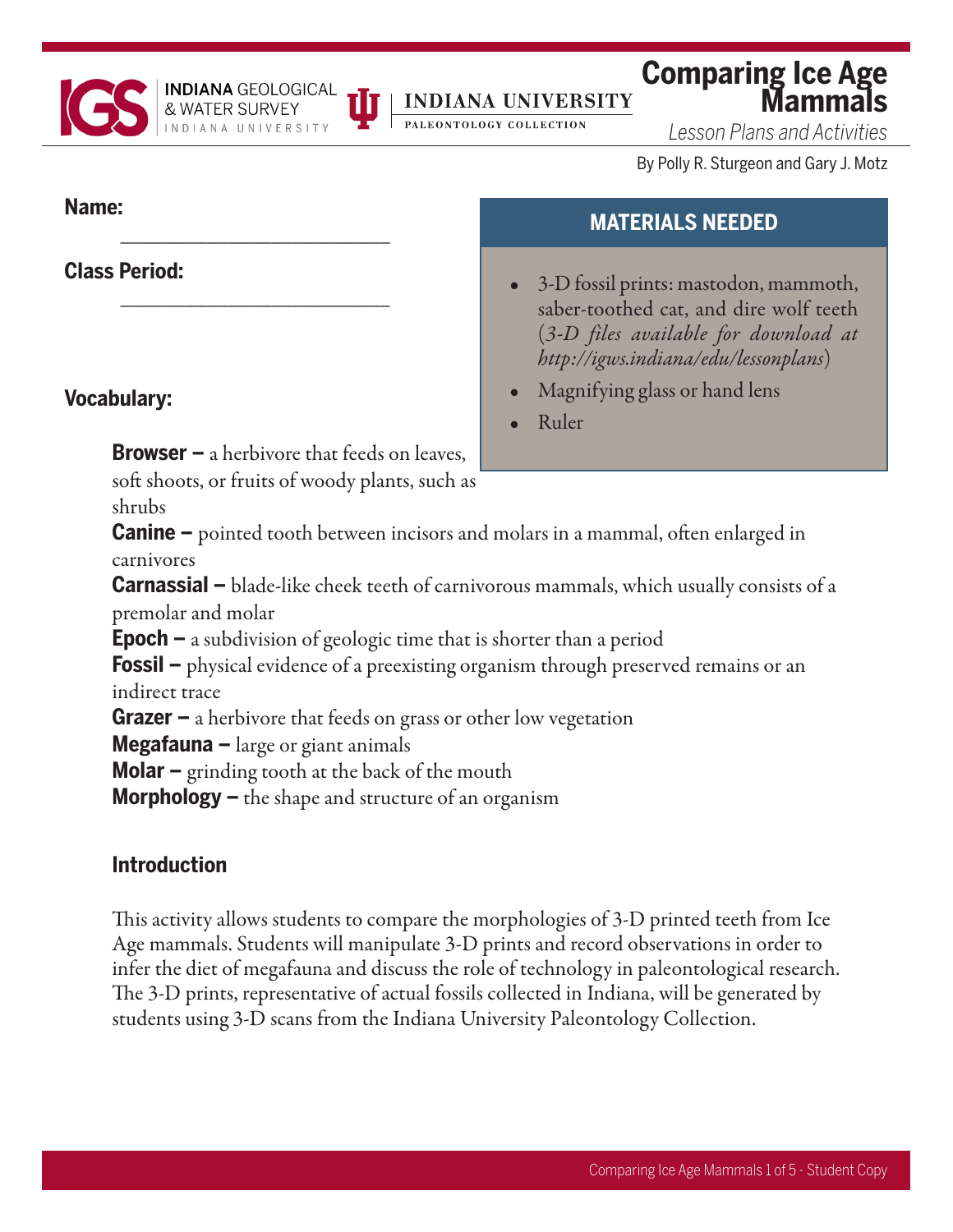# Comparing Ice Age Mammals

*Lesson Plans and Activities*

By Polly R. Sturgeon and Gary J. Motz

**Name:** ____________________________

**Class Period:** ____________________________

## MATERIALS NEEDED

- 3-D fossil prints: mastodon, mammoth, saber-toothed cat, and dire wolf teeth (*3-D files available for download at http://igws.indiana/edu/lessonplans*)
- Magnifying glass or hand lens
- Ruler

## Vocabulary:

**Browser –** a herbivore that feeds on leaves, soft shoots, or fruits of woody plants, such as shrubs

**Canine –** pointed tooth between incisors and molars in a mammal, often enlarged in carnivores

**Carnassial –** blade-like cheek teeth of carnivorous mammals, which usually consists of a premolar and molar

**Epoch –** a subdivision of geologic time that is shorter than a period

**Fossil –** physical evidence of a preexisting organism through preserved remains or an indirect trace

**Grazer –** a herbivore that feeds on grass or other low vegetation

**Megafauna –** large or giant animals

**Molar –** grinding tooth at the back of the mouth

**Morphology –** the shape and structure of an organism

## Introduction

This activity allows students to compare the morphologies of 3-D printed teeth from Ice Age mammals. Students will manipulate 3-D prints and record observations in order to infer the diet of megafauna and discuss the role of technology in paleontological research. The 3-D prints, representative of actual fossils collected in Indiana, will be generated by students using 3-D scans from the Indiana University Paleontology Collection.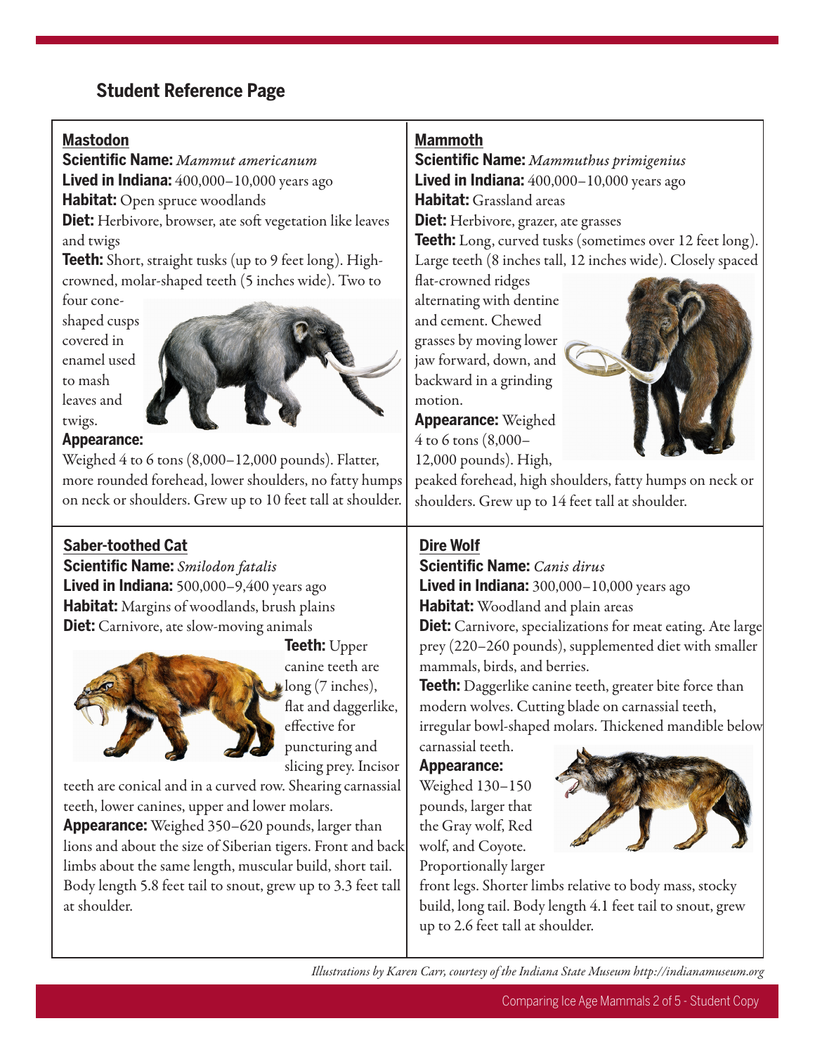## Student Reference Page

### Mastodon

**Scientific Name:** *Mammut americanum*
**Lived in Indiana:** 400,000–10,000 years ago
**Habitat:** Open spruce woodlands
**Diet:** Herbivore, browser, ate soft vegetation like leaves and twigs
**Teeth:** Short, straight tusks (up to 9 feet long). High-crowned, molar-shaped teeth (5 inches wide). Two to four cone-shaped cusps covered in enamel used to mash leaves and twigs.
**Appearance:** Weighed 4 to 6 tons (8,000–12,000 pounds). Flatter, more rounded forehead, lower shoulders, no fatty humps on neck or shoulders. Grew up to 10 feet tall at shoulder.

### Mammoth

**Scientific Name:** *Mammuthus primigenius*
**Lived in Indiana:** 400,000–10,000 years ago
**Habitat:** Grassland areas
**Diet:** Herbivore, grazer, ate grasses
**Teeth:** Long, curved tusks (sometimes over 12 feet long). Large teeth (8 inches tall, 12 inches wide). Closely spaced flat-crowned ridges alternating with dentine and cement. Chewed grasses by moving lower jaw forward, down, and backward in a grinding motion.
**Appearance:** Weighed 4 to 6 tons (8,000–12,000 pounds). High, peaked forehead, high shoulders, fatty humps on neck or shoulders. Grew up to 14 feet tall at shoulder.

### Saber-toothed Cat

**Scientific Name:** *Smilodon fatalis*
**Lived in Indiana:** 500,000–9,400 years ago
**Habitat:** Margins of woodlands, brush plains
**Diet:** Carnivore, ate slow-moving animals
**Teeth:** Upper canine teeth are long (7 inches), flat and daggerlike, effective for puncturing and slicing prey. Incisor teeth are conical and in a curved row. Shearing carnassial teeth, lower canines, upper and lower molars.
**Appearance:** Weighed 350–620 pounds, larger than lions and about the size of Siberian tigers. Front and back limbs about the same length, muscular build, short tail. Body length 5.8 feet tail to snout, grew up to 3.3 feet tall at shoulder.

### Dire Wolf

**Scientific Name:** *Canis dirus*
**Lived in Indiana:** 300,000–10,000 years ago
**Habitat:** Woodland and plain areas
**Diet:** Carnivore, specializations for meat eating. Ate large prey (220–260 pounds), supplemented diet with smaller mammals, birds, and berries.
**Teeth:** Daggerlike canine teeth, greater bite force than modern wolves. Cutting blade on carnassial teeth, irregular bowl-shaped molars. Thickened mandible below carnassial teeth.
**Appearance:** Weighed 130–150 pounds, larger that the Gray wolf, Red wolf, and Coyote. Proportionally larger front legs. Shorter limbs relative to body mass, stocky build, long tail. Body length 4.1 feet tail to snout, grew up to 2.6 feet tall at shoulder.

*Illustrations by Karen Carr, courtesy of the Indiana State Museum http://indianamuseum.org*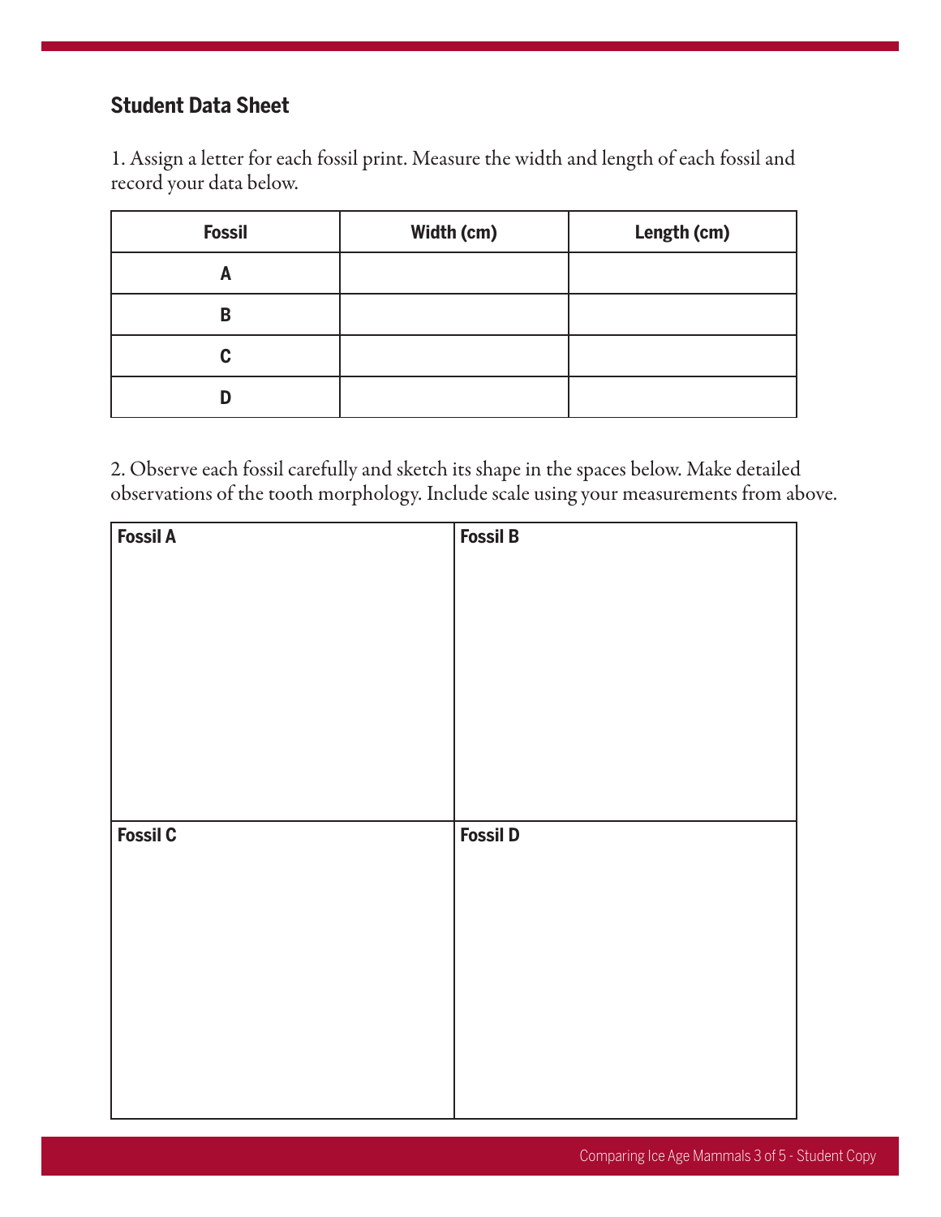## Student Data Sheet

1. Assign a letter for each fossil print. Measure the width and length of each fossil and record your data below.

| Fossil | Width (cm) | Length (cm) |
|---|---|---|
| A | | |
| B | | |
| C | | |
| D | | |

2. Observe each fossil carefully and sketch its shape in the spaces below. Make detailed observations of the tooth morphology. Include scale using your measurements from above.

| Fossil A | Fossil B |
|---|---|
| | |
| **Fossil C** | **Fossil D** |
| | |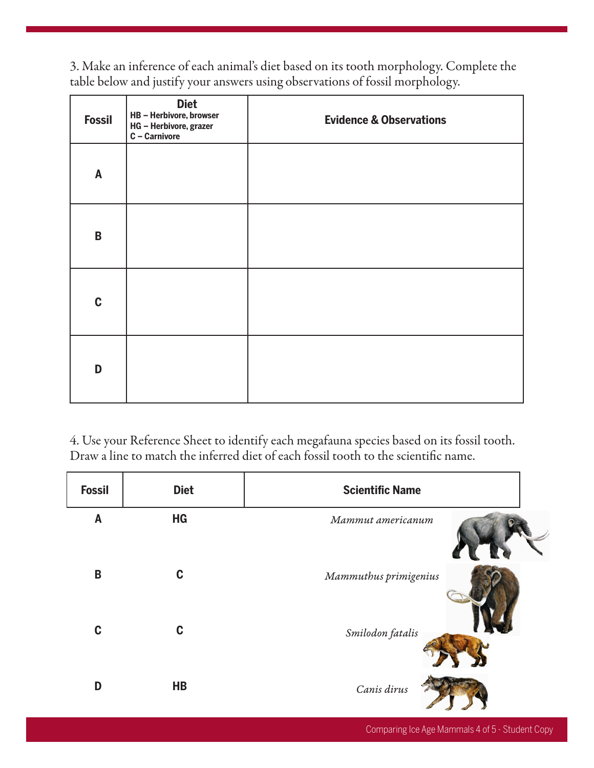3. Make an inference of each animal's diet based on its tooth morphology. Complete the table below and justify your answers using observations of fossil morphology.

| Fossil | Diet<br>HB – Herbivore, browser<br>HG – Herbivore, grazer<br>C – Carnivore | Evidence & Observations |
|---|---|---|
| A | | |
| B | | |
| C | | |
| D | | |

4. Use your Reference Sheet to identify each megafauna species based on its fossil tooth. Draw a line to match the inferred diet of each fossil tooth to the scientific name.

| Fossil | Diet | Scientific Name |
|---|---|---|
| A | HG | *Mammut americanum* |
| B | C | *Mammuthus primigenius* |
| C | C | *Smilodon fatalis* |
| D | HB | *Canis dirus* |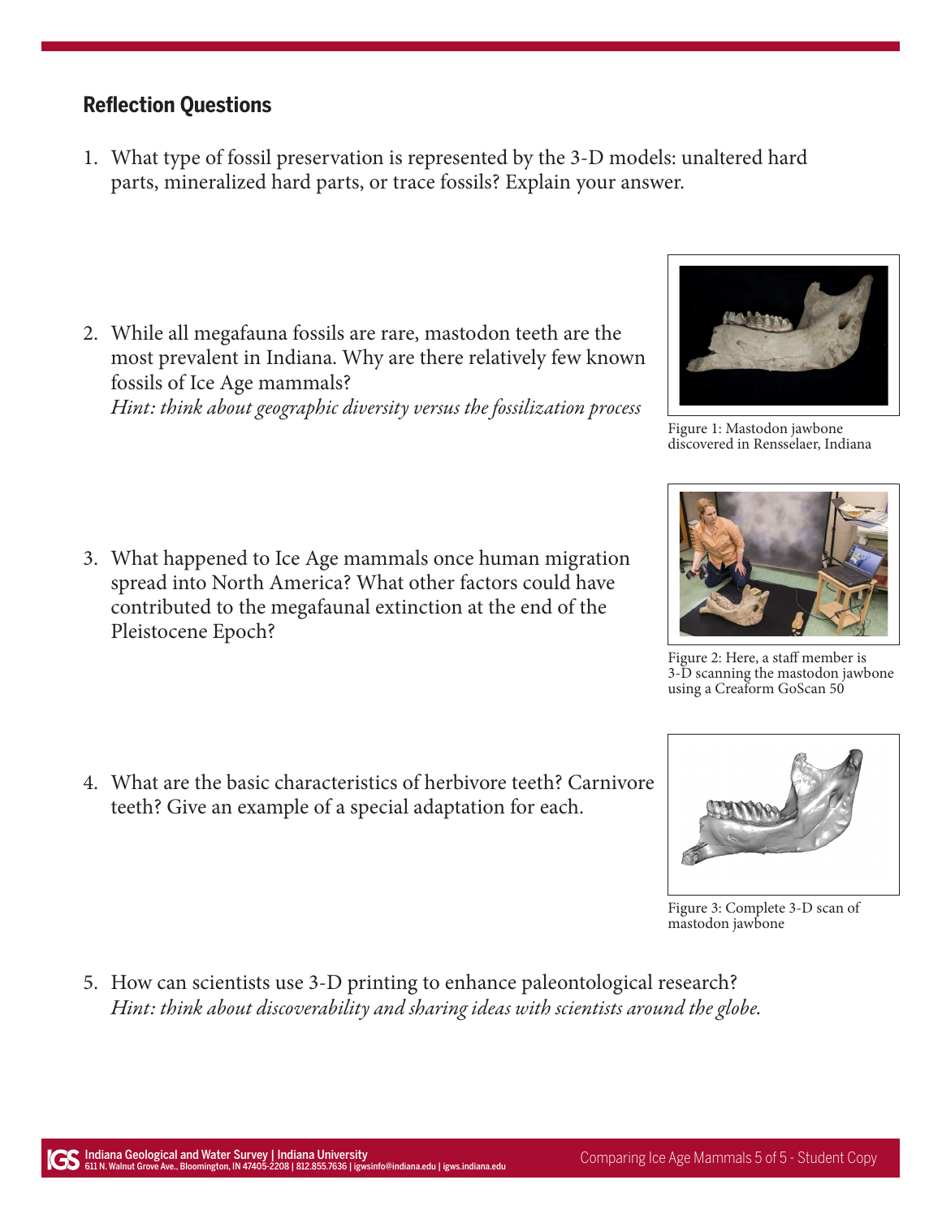## Reflection Questions

1. What type of fossil preservation is represented by the 3-D models: unaltered hard parts, mineralized hard parts, or trace fossils? Explain your answer.

2. While all megafauna fossils are rare, mastodon teeth are the most prevalent in Indiana. Why are there relatively few known fossils of Ice Age mammals?
   *Hint: think about geographic diversity versus the fossilization process*

Figure 1: Mastodon jawbone discovered in Rensselaer, Indiana

3. What happened to Ice Age mammals once human migration spread into North America? What other factors could have contributed to the megafaunal extinction at the end of the Pleistocene Epoch?

Figure 2: Here, a staff member is 3-D scanning the mastodon jawbone using a Creaform GoScan 50

4. What are the basic characteristics of herbivore teeth? Carnivore teeth? Give an example of a special adaptation for each.

Figure 3: Complete 3-D scan of mastodon jawbone

5. How can scientists use 3-D printing to enhance paleontological research?
   *Hint: think about discoverability and sharing ideas with scientists around the globe.*